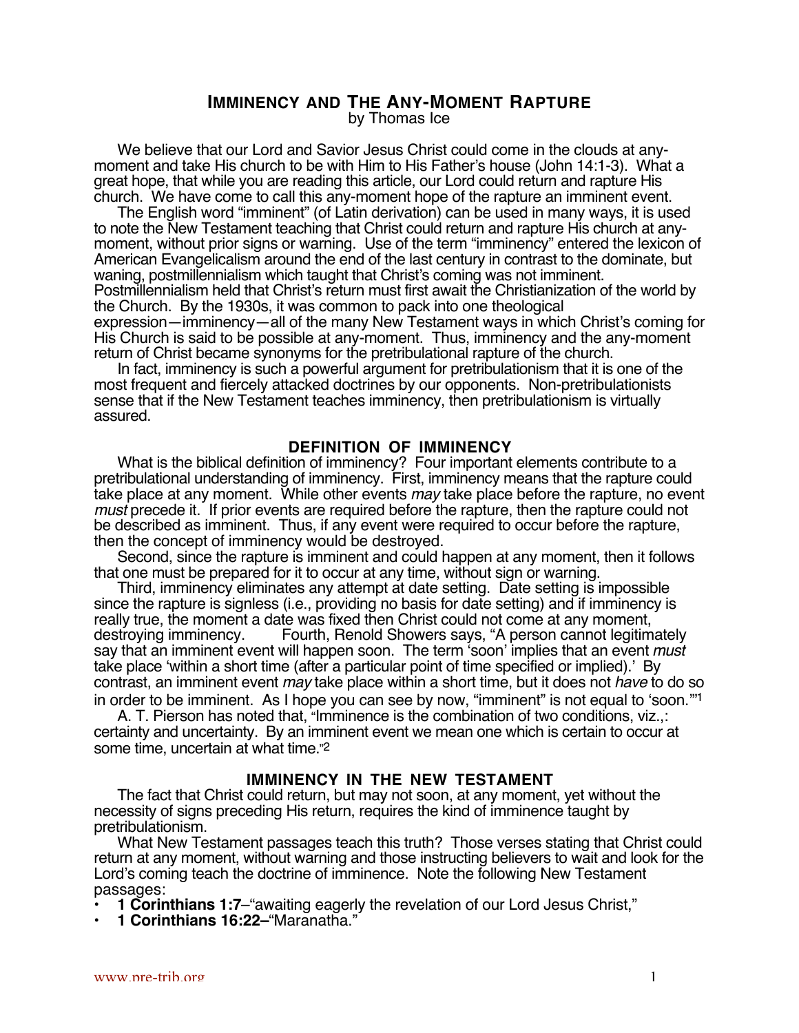# IMMINENCY AND THE ANY-MOMENT RAPTURE

by Thomas Ice

We believe that our Lord and Savior Jesus Christ could come in the clouds at any-moment and take His church to be with Him to His Father's house (John 14:1-3). What a great hope, that while you are reading this article, our Lord could return and rapture His church. We have come to call this any-moment hope of the rapture an imminent event.

The English word "imminent" (of Latin derivation) can be used in many ways, it is used to note the New Testament teaching that Christ could return and rapture His church at any-moment, without prior signs or warning. Use of the term "imminency" entered the lexicon of American Evangelicalism around the end of the last century in contrast to the dominate, but waning, postmillennialism which taught that Christ's coming was not imminent. Postmillennialism held that Christ's return must first await the Christianization of the world by the Church. By the 1930s, it was common to pack into one theological expression—imminency—all of the many New Testament ways in which Christ's coming for His Church is said to be possible at any-moment. Thus, imminency and the any-moment return of Christ became synonyms for the pretribulational rapture of the church.

In fact, imminency is such a powerful argument for pretribulationism that it is one of the most frequent and fiercely attacked doctrines by our opponents. Non-pretribulationists sense that if the New Testament teaches imminency, then pretribulationism is virtually assured.

## DEFINITION OF IMMINENCY

What is the biblical definition of imminency? Four important elements contribute to a pretribulational understanding of imminency. First, imminency means that the rapture could take place at any moment. While other events *may* take place before the rapture, no event *must* precede it. If prior events are required before the rapture, then the rapture could not be described as imminent. Thus, if any event were required to occur before the rapture, then the concept of imminency would be destroyed.

Second, since the rapture is imminent and could happen at any moment, then it follows that one must be prepared for it to occur at any time, without sign or warning.

Third, imminency eliminates any attempt at date setting. Date setting is impossible since the rapture is signless (i.e., providing no basis for date setting) and if imminency is really true, the moment a date was fixed then Christ could not come at any moment, destroying imminency. Fourth, Renold Showers says, "A person cannot legitimately say that an imminent event will happen soon. The term 'soon' implies that an event *must* take place 'within a short time (after a particular point of time specified or implied).' By contrast, an imminent event *may* take place within a short time, but it does not *have* to do so in order to be imminent. As I hope you can see by now, "imminent" is not equal to 'soon.'"[1]

A. T. Pierson has noted that, "Imminence is the combination of two conditions, viz.,: certainty and uncertainty. By an imminent event we mean one which is certain to occur at some time, uncertain at what time."[2]

## IMMINENCY IN THE NEW TESTAMENT

The fact that Christ could return, but may not soon, at any moment, yet without the necessity of signs preceding His return, requires the kind of imminence taught by pretribulationism.

What New Testament passages teach this truth? Those verses stating that Christ could return at any moment, without warning and those instructing believers to wait and look for the Lord's coming teach the doctrine of imminence. Note the following New Testament passages:

- **1 Corinthians 1:7**–"awaiting eagerly the revelation of our Lord Jesus Christ,"
- **1 Corinthians 16:22–**"Maranatha."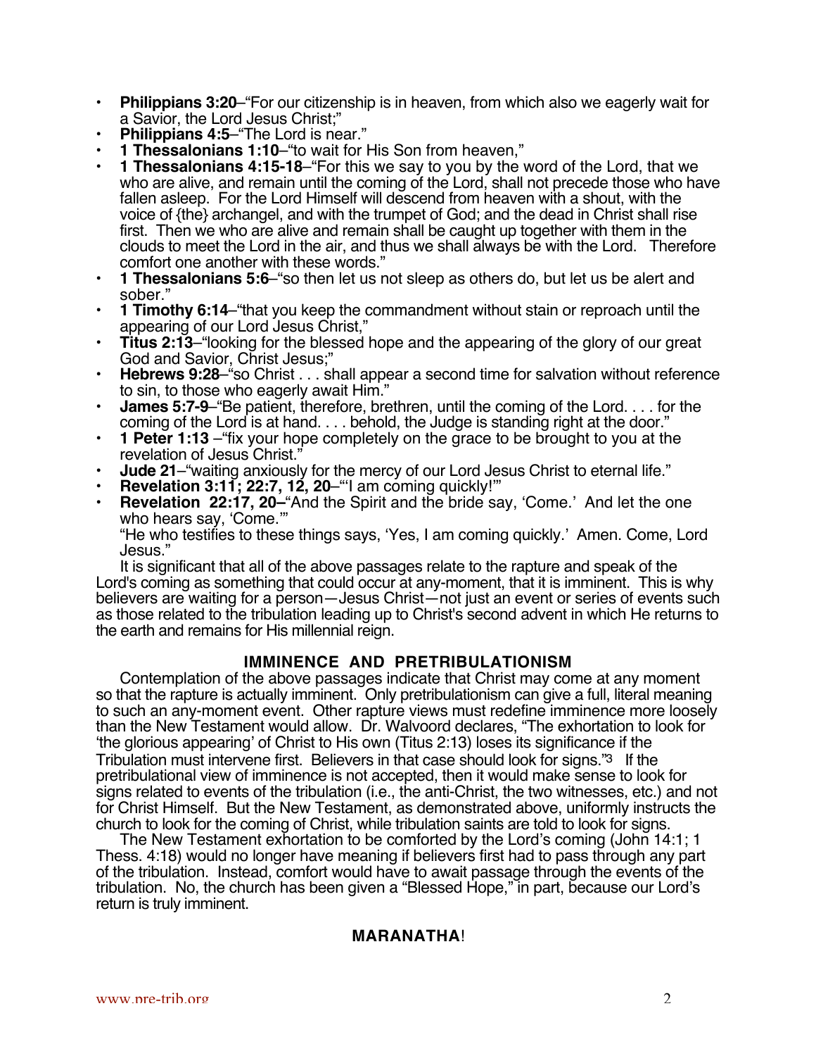- **Philippians 3:20**–"For our citizenship is in heaven, from which also we eagerly wait for a Savior, the Lord Jesus Christ;"
- **Philippians 4:5**–"The Lord is near."
- **1 Thessalonians 1:10**–"to wait for His Son from heaven,"
- **1 Thessalonians 4:15-18**–"For this we say to you by the word of the Lord, that we who are alive, and remain until the coming of the Lord, shall not precede those who have fallen asleep. For the Lord Himself will descend from heaven with a shout, with the voice of {the} archangel, and with the trumpet of God; and the dead in Christ shall rise first. Then we who are alive and remain shall be caught up together with them in the clouds to meet the Lord in the air, and thus we shall always be with the Lord. Therefore comfort one another with these words."
- **1 Thessalonians 5:6**–"so then let us not sleep as others do, but let us be alert and sober."
- **1 Timothy 6:14**–"that you keep the commandment without stain or reproach until the appearing of our Lord Jesus Christ,"
- **Titus 2:13**–"looking for the blessed hope and the appearing of the glory of our great God and Savior, Christ Jesus;"
- **Hebrews 9:28**–"so Christ . . . shall appear a second time for salvation without reference to sin, to those who eagerly await Him."
- **James 5:7-9**–"Be patient, therefore, brethren, until the coming of the Lord. . . . for the coming of the Lord is at hand. . . . behold, the Judge is standing right at the door."
- **1 Peter 1:13** –"fix your hope completely on the grace to be brought to you at the revelation of Jesus Christ."
- **Jude 21**–"waiting anxiously for the mercy of our Lord Jesus Christ to eternal life."
- **Revelation 3:11; 22:7, 12, 20**–"'I am coming quickly!'"
- **Revelation 22:17, 20–**"And the Spirit and the bride say, 'Come.' And let the one who hears say, 'Come.'"
  "He who testifies to these things says, 'Yes, I am coming quickly.' Amen. Come, Lord Jesus."

It is significant that all of the above passages relate to the rapture and speak of the Lord's coming as something that could occur at any-moment, that it is imminent. This is why believers are waiting for a person—Jesus Christ—not just an event or series of events such as those related to the tribulation leading up to Christ's second advent in which He returns to the earth and remains for His millennial reign.

## IMMINENCE AND PRETRIBULATIONISM

Contemplation of the above passages indicate that Christ may come at any moment so that the rapture is actually imminent. Only pretribulationism can give a full, literal meaning to such an any-moment event. Other rapture views must redefine imminence more loosely than the New Testament would allow. Dr. Walvoord declares, "The exhortation to look for 'the glorious appearing' of Christ to His own (Titus 2:13) loses its significance if the Tribulation must intervene first. Believers in that case should look for signs."[3] If the pretribulational view of imminence is not accepted, then it would make sense to look for signs related to events of the tribulation (i.e., the anti-Christ, the two witnesses, etc.) and not for Christ Himself. But the New Testament, as demonstrated above, uniformly instructs the church to look for the coming of Christ, while tribulation saints are told to look for signs.

The New Testament exhortation to be comforted by the Lord's coming (John 14:1; 1 Thess. 4:18) would no longer have meaning if believers first had to pass through any part of the tribulation. Instead, comfort would have to await passage through the events of the tribulation. No, the church has been given a "Blessed Hope," in part, because our Lord's return is truly imminent.

**MARANATHA**!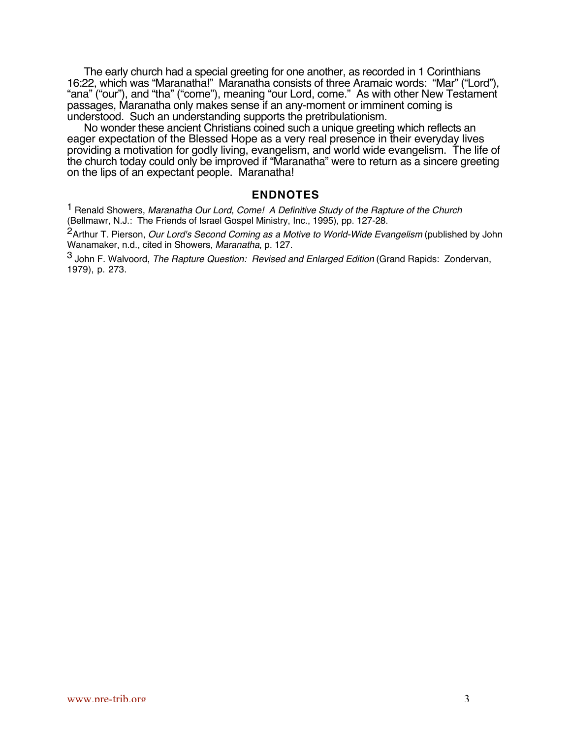The early church had a special greeting for one another, as recorded in 1 Corinthians 16:22, which was "Maranatha!" Maranatha consists of three Aramaic words: "Mar" ("Lord"), "ana" ("our"), and "tha" ("come"), meaning "our Lord, come." As with other New Testament passages, Maranatha only makes sense if an any-moment or imminent coming is understood. Such an understanding supports the pretribulationism.

No wonder these ancient Christians coined such a unique greeting which reflects an eager expectation of the Blessed Hope as a very real presence in their everyday lives providing a motivation for godly living, evangelism, and world wide evangelism. The life of the church today could only be improved if "Maranatha" were to return as a sincere greeting on the lips of an expectant people. Maranatha!

## ENDNOTES

[1] Renald Showers, *Maranatha Our Lord, Come! A Definitive Study of the Rapture of the Church* (Bellmawr, N.J.: The Friends of Israel Gospel Ministry, Inc., 1995), pp. 127-28.

[2] Arthur T. Pierson, *Our Lord's Second Coming as a Motive to World-Wide Evangelism* (published by John Wanamaker, n.d., cited in Showers, *Maranatha*, p. 127.

[3] John F. Walvoord, *The Rapture Question: Revised and Enlarged Edition* (Grand Rapids: Zondervan, 1979), p. 273.